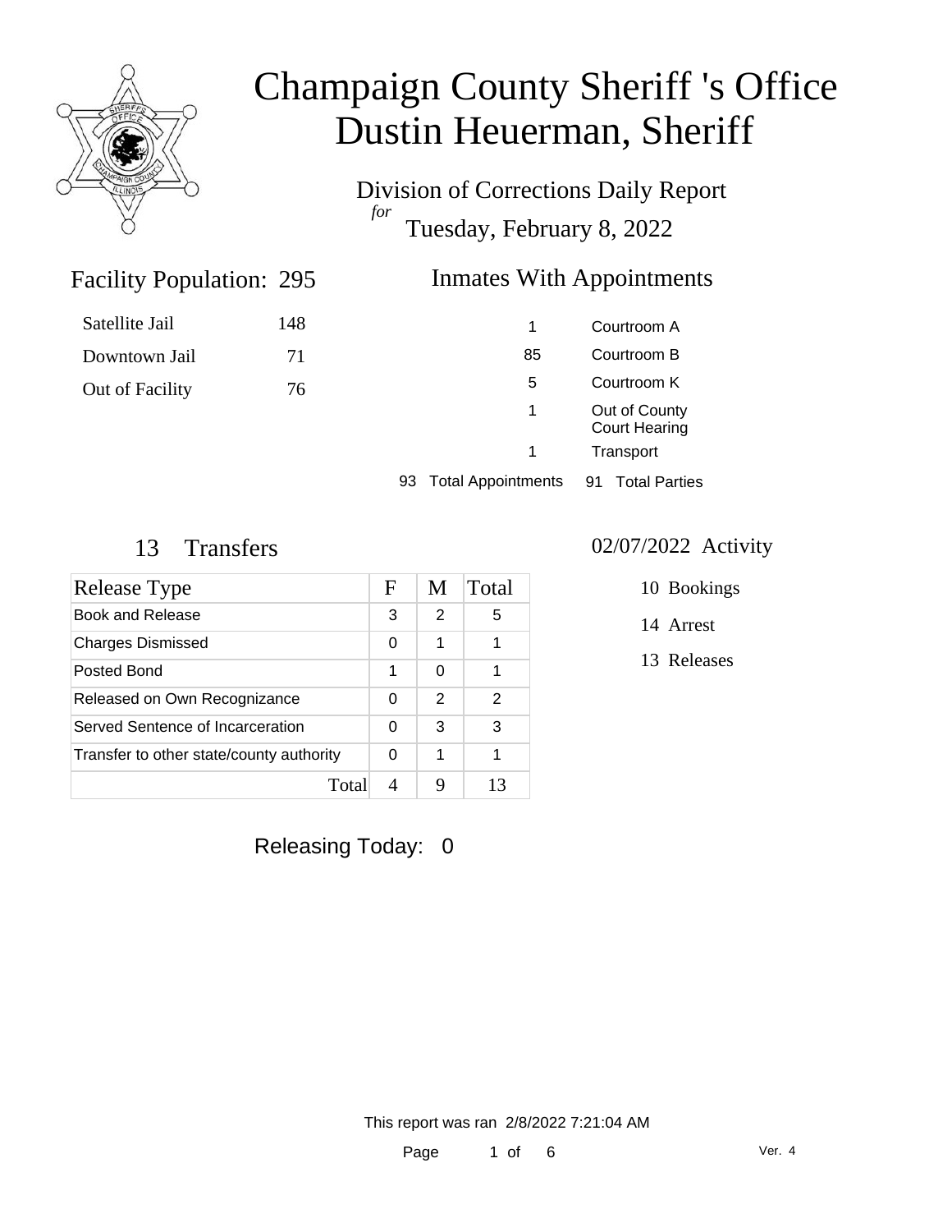# Champaign County Sheriff 's Office
# Dustin Heuerman, Sheriff

Division of Corrections Daily Report
*for*
Tuesday, February 8, 2022

## Facility Population: 295

| | |
|---|---|
| Satellite Jail | 148 |
| Downtown Jail | 71 |
| Out of Facility | 76 |

## Inmates With Appointments

| | |
|---|---|
| 1 | Courtroom A |
| 85 | Courtroom B |
| 5 | Courtroom K |
| 1 | Out of County Court Hearing |
| 1 | Transport |

93 Total Appointments 91 Total Parties

## 13 Transfers

| Release Type | F | M | Total |
|---|---|---|---|
| Book and Release | 3 | 2 | 5 |
| Charges Dismissed | 0 | 1 | 1 |
| Posted Bond | 1 | 0 | 1 |
| Released on Own Recognizance | 0 | 2 | 2 |
| Served Sentence of Incarceration | 0 | 3 | 3 |
| Transfer to other state/county authority | 0 | 1 | 1 |
| Total | 4 | 9 | 13 |

## 02/07/2022 Activity

- 10 Bookings
- 14 Arrest
- 13 Releases

Releasing Today: 0

This report was ran 2/8/2022 7:21:04 AM

Ver. 4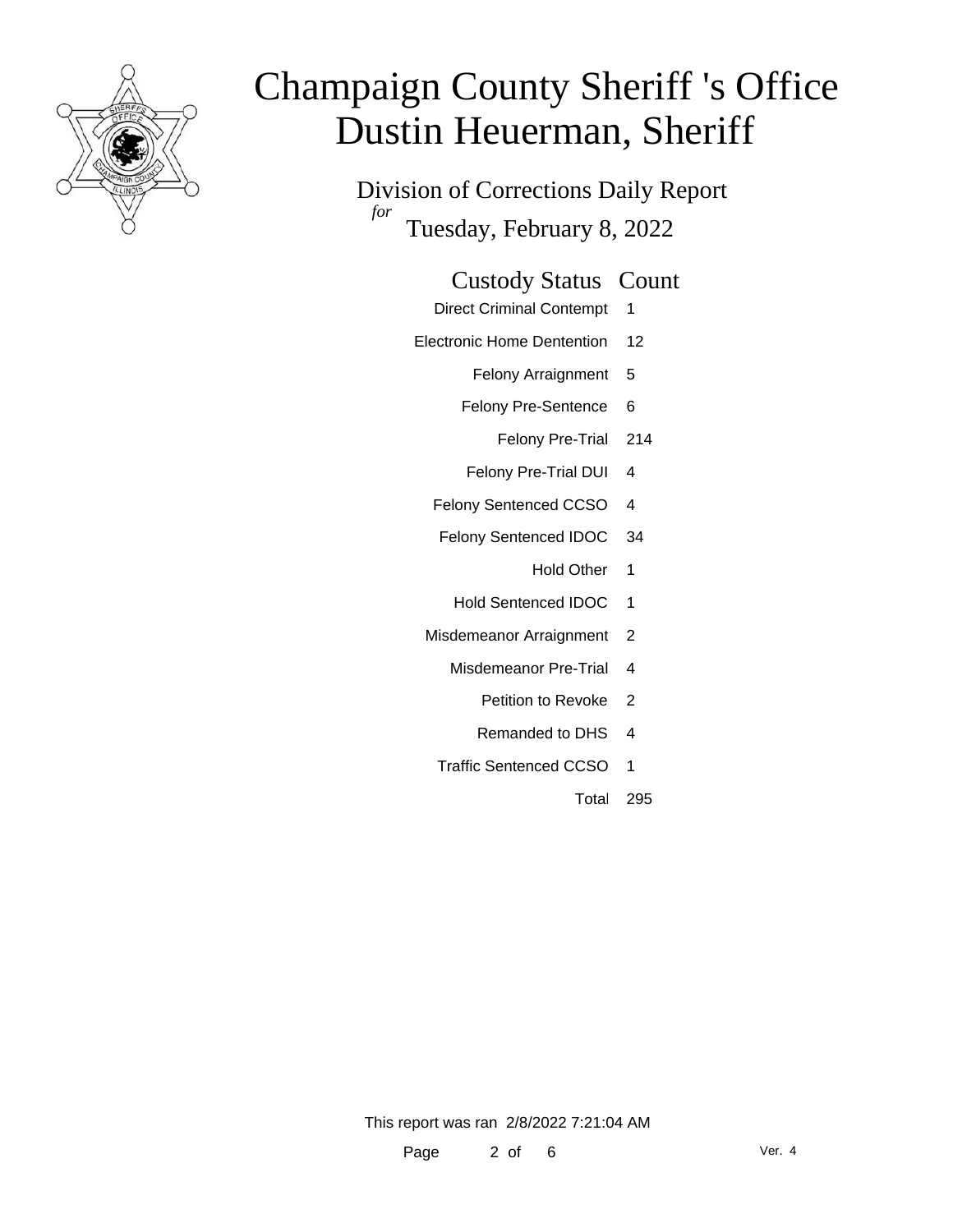# Champaign County Sheriff 's Office
# Dustin Heuerman, Sheriff

Division of Corrections Daily Report
*for*
Tuesday, February 8, 2022

| Custody Status | Count |
| --- | --- |
| Direct Criminal Contempt | 1 |
| Electronic Home Dentention | 12 |
| Felony Arraignment | 5 |
| Felony Pre-Sentence | 6 |
| Felony Pre-Trial | 214 |
| Felony Pre-Trial DUI | 4 |
| Felony Sentenced CCSO | 4 |
| Felony Sentenced IDOC | 34 |
| Hold Other | 1 |
| Hold Sentenced IDOC | 1 |
| Misdemeanor Arraignment | 2 |
| Misdemeanor Pre-Trial | 4 |
| Petition to Revoke | 2 |
| Remanded to DHS | 4 |
| Traffic Sentenced CCSO | 1 |
| Total | 295 |

This report was ran 2/8/2022 7:21:04 AM

Ver. 4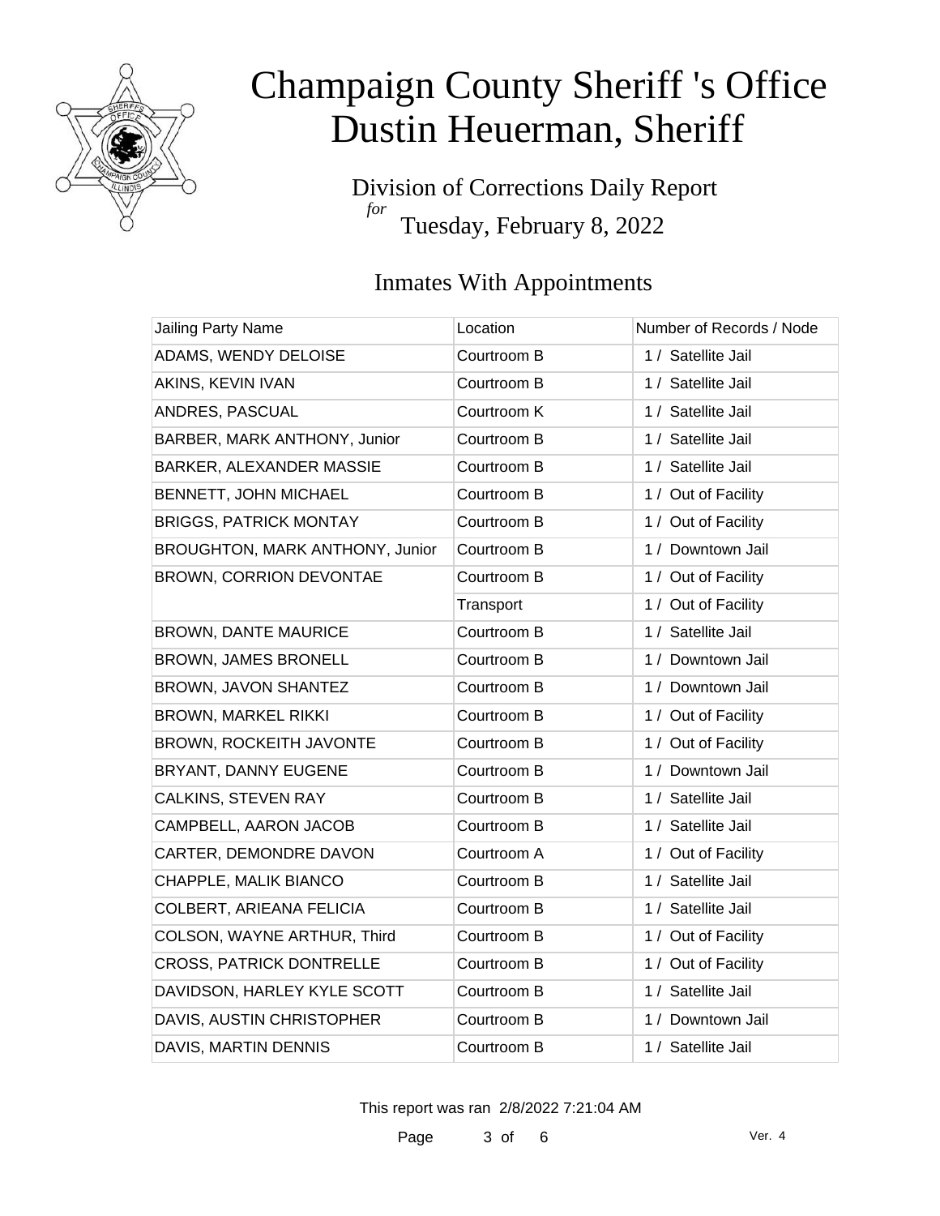# Champaign County Sheriff 's Office
# Dustin Heuerman, Sheriff

Division of Corrections Daily Report
*for*
Tuesday, February 8, 2022

## Inmates With Appointments

| Jailing Party Name | Location | Number of Records / Node |
|---|---|---|
| ADAMS, WENDY DELOISE | Courtroom B | 1 / Satellite Jail |
| AKINS, KEVIN IVAN | Courtroom B | 1 / Satellite Jail |
| ANDRES, PASCUAL | Courtroom K | 1 / Satellite Jail |
| BARBER, MARK ANTHONY, Junior | Courtroom B | 1 / Satellite Jail |
| BARKER, ALEXANDER MASSIE | Courtroom B | 1 / Satellite Jail |
| BENNETT, JOHN MICHAEL | Courtroom B | 1 / Out of Facility |
| BRIGGS, PATRICK MONTAY | Courtroom B | 1 / Out of Facility |
| BROUGHTON, MARK ANTHONY, Junior | Courtroom B | 1 / Downtown Jail |
| BROWN, CORRION DEVONTAE | Courtroom B | 1 / Out of Facility |
| | Transport | 1 / Out of Facility |
| BROWN, DANTE MAURICE | Courtroom B | 1 / Satellite Jail |
| BROWN, JAMES BRONELL | Courtroom B | 1 / Downtown Jail |
| BROWN, JAVON SHANTEZ | Courtroom B | 1 / Downtown Jail |
| BROWN, MARKEL RIKKI | Courtroom B | 1 / Out of Facility |
| BROWN, ROCKEITH JAVONTE | Courtroom B | 1 / Out of Facility |
| BRYANT, DANNY EUGENE | Courtroom B | 1 / Downtown Jail |
| CALKINS, STEVEN RAY | Courtroom B | 1 / Satellite Jail |
| CAMPBELL, AARON JACOB | Courtroom B | 1 / Satellite Jail |
| CARTER, DEMONDRE DAVON | Courtroom A | 1 / Out of Facility |
| CHAPPLE, MALIK BIANCO | Courtroom B | 1 / Satellite Jail |
| COLBERT, ARIEANA FELICIA | Courtroom B | 1 / Satellite Jail |
| COLSON, WAYNE ARTHUR, Third | Courtroom B | 1 / Out of Facility |
| CROSS, PATRICK DONTRELLE | Courtroom B | 1 / Out of Facility |
| DAVIDSON, HARLEY KYLE SCOTT | Courtroom B | 1 / Satellite Jail |
| DAVIS, AUSTIN CHRISTOPHER | Courtroom B | 1 / Downtown Jail |
| DAVIS, MARTIN DENNIS | Courtroom B | 1 / Satellite Jail |

This report was ran 2/8/2022 7:21:04 AM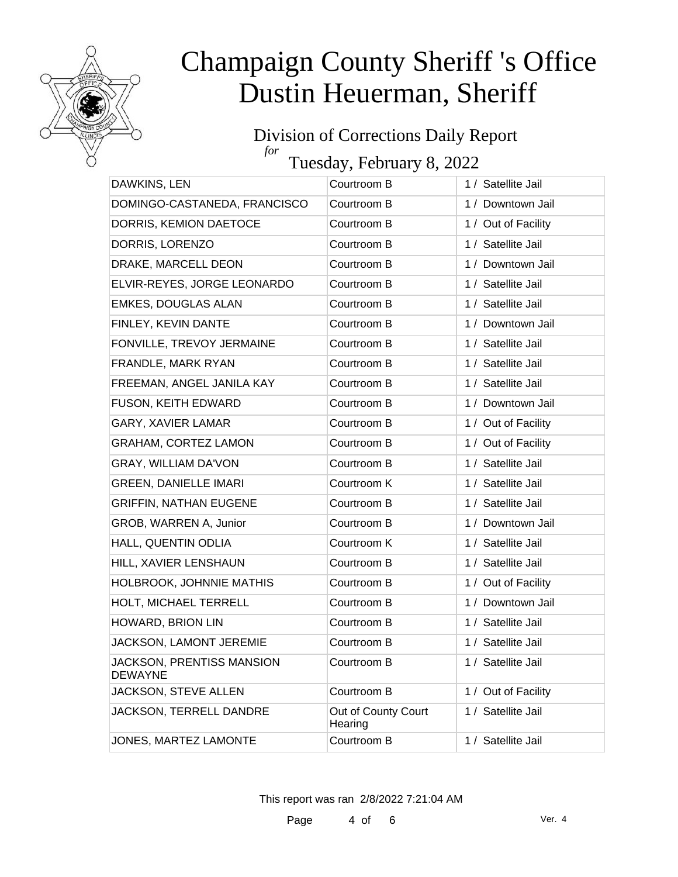# Champaign County Sheriff 's Office
# Dustin Heuerman, Sheriff

## Division of Corrections Daily Report

*for*

## Tuesday, February 8, 2022

| | | |
|---|---|---|
| DAWKINS, LEN | Courtroom B | 1 / Satellite Jail |
| DOMINGO-CASTANEDA, FRANCISCO | Courtroom B | 1 / Downtown Jail |
| DORRIS, KEMION DAETOCE | Courtroom B | 1 / Out of Facility |
| DORRIS, LORENZO | Courtroom B | 1 / Satellite Jail |
| DRAKE, MARCELL DEON | Courtroom B | 1 / Downtown Jail |
| ELVIR-REYES, JORGE LEONARDO | Courtroom B | 1 / Satellite Jail |
| EMKES, DOUGLAS ALAN | Courtroom B | 1 / Satellite Jail |
| FINLEY, KEVIN DANTE | Courtroom B | 1 / Downtown Jail |
| FONVILLE, TREVOY JERMAINE | Courtroom B | 1 / Satellite Jail |
| FRANDLE, MARK RYAN | Courtroom B | 1 / Satellite Jail |
| FREEMAN, ANGEL JANILA KAY | Courtroom B | 1 / Satellite Jail |
| FUSON, KEITH EDWARD | Courtroom B | 1 / Downtown Jail |
| GARY, XAVIER LAMAR | Courtroom B | 1 / Out of Facility |
| GRAHAM, CORTEZ LAMON | Courtroom B | 1 / Out of Facility |
| GRAY, WILLIAM DA'VON | Courtroom B | 1 / Satellite Jail |
| GREEN, DANIELLE IMARI | Courtroom K | 1 / Satellite Jail |
| GRIFFIN, NATHAN EUGENE | Courtroom B | 1 / Satellite Jail |
| GROB, WARREN A, Junior | Courtroom B | 1 / Downtown Jail |
| HALL, QUENTIN ODLIA | Courtroom K | 1 / Satellite Jail |
| HILL, XAVIER LENSHAUN | Courtroom B | 1 / Satellite Jail |
| HOLBROOK, JOHNNIE MATHIS | Courtroom B | 1 / Out of Facility |
| HOLT, MICHAEL TERRELL | Courtroom B | 1 / Downtown Jail |
| HOWARD, BRION LIN | Courtroom B | 1 / Satellite Jail |
| JACKSON, LAMONT JEREMIE | Courtroom B | 1 / Satellite Jail |
| JACKSON, PRENTISS MANSION DEWAYNE | Courtroom B | 1 / Satellite Jail |
| JACKSON, STEVE ALLEN | Courtroom B | 1 / Out of Facility |
| JACKSON, TERRELL DANDRE | Out of County Court Hearing | 1 / Satellite Jail |
| JONES, MARTEZ LAMONTE | Courtroom B | 1 / Satellite Jail |

This report was ran 2/8/2022 7:21:04 AM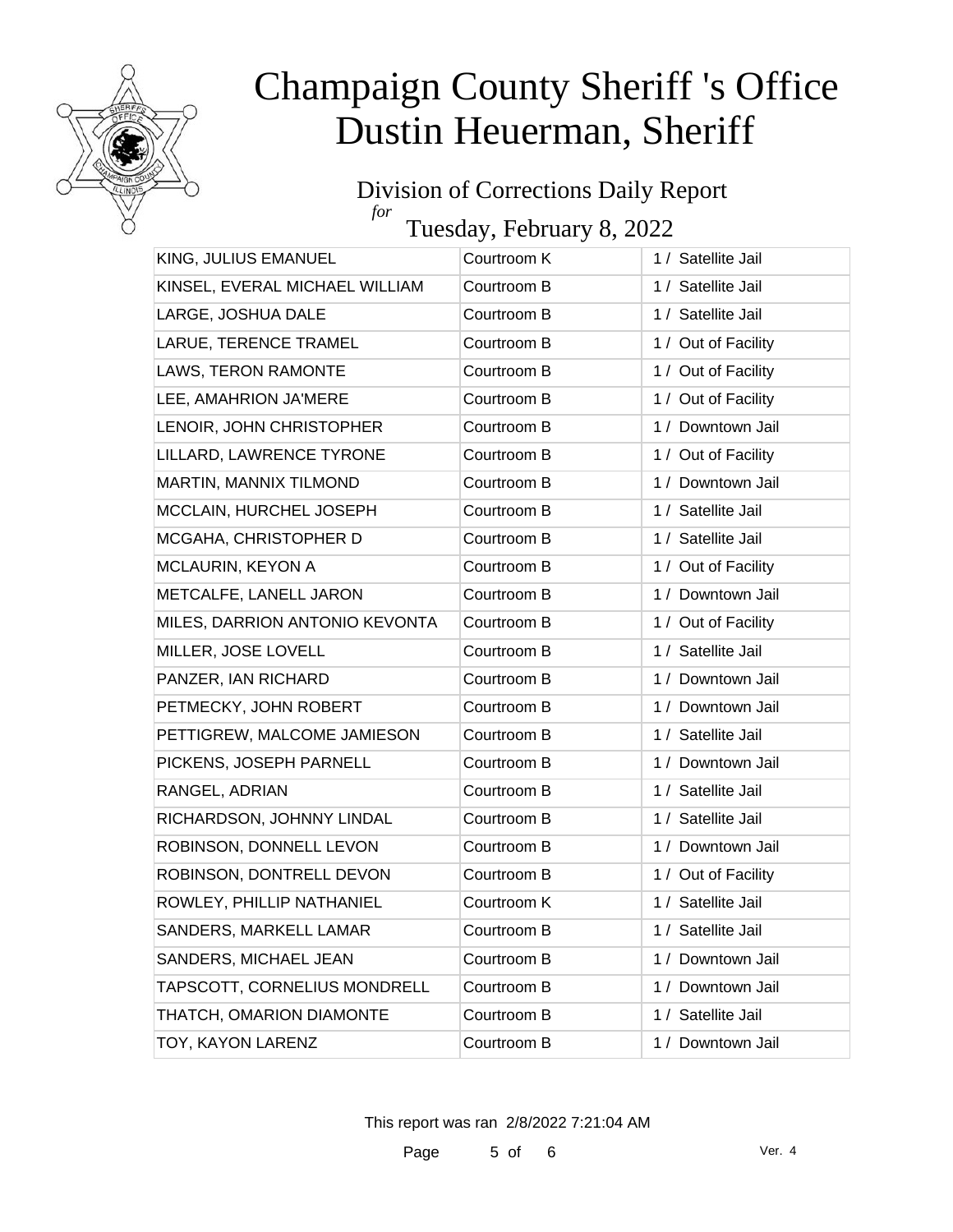# Champaign County Sheriff 's Office
# Dustin Heuerman, Sheriff

## Division of Corrections Daily Report
*for*
## Tuesday, February 8, 2022

| | | |
|---|---|---|
| KING, JULIUS EMANUEL | Courtroom K | 1 / Satellite Jail |
| KINSEL, EVERAL MICHAEL WILLIAM | Courtroom B | 1 / Satellite Jail |
| LARGE, JOSHUA DALE | Courtroom B | 1 / Satellite Jail |
| LARUE, TERENCE TRAMEL | Courtroom B | 1 / Out of Facility |
| LAWS, TERON RAMONTE | Courtroom B | 1 / Out of Facility |
| LEE, AMAHRION JA'MERE | Courtroom B | 1 / Out of Facility |
| LENOIR, JOHN CHRISTOPHER | Courtroom B | 1 / Downtown Jail |
| LILLARD, LAWRENCE TYRONE | Courtroom B | 1 / Out of Facility |
| MARTIN, MANNIX TILMOND | Courtroom B | 1 / Downtown Jail |
| MCCLAIN, HURCHEL JOSEPH | Courtroom B | 1 / Satellite Jail |
| MCGAHA, CHRISTOPHER D | Courtroom B | 1 / Satellite Jail |
| MCLAURIN, KEYON A | Courtroom B | 1 / Out of Facility |
| METCALFE, LANELL JARON | Courtroom B | 1 / Downtown Jail |
| MILES, DARRION ANTONIO KEVONTA | Courtroom B | 1 / Out of Facility |
| MILLER, JOSE LOVELL | Courtroom B | 1 / Satellite Jail |
| PANZER, IAN RICHARD | Courtroom B | 1 / Downtown Jail |
| PETMECKY, JOHN ROBERT | Courtroom B | 1 / Downtown Jail |
| PETTIGREW, MALCOME JAMIESON | Courtroom B | 1 / Satellite Jail |
| PICKENS, JOSEPH PARNELL | Courtroom B | 1 / Downtown Jail |
| RANGEL, ADRIAN | Courtroom B | 1 / Satellite Jail |
| RICHARDSON, JOHNNY LINDAL | Courtroom B | 1 / Satellite Jail |
| ROBINSON, DONNELL LEVON | Courtroom B | 1 / Downtown Jail |
| ROBINSON, DONTRELL DEVON | Courtroom B | 1 / Out of Facility |
| ROWLEY, PHILLIP NATHANIEL | Courtroom K | 1 / Satellite Jail |
| SANDERS, MARKELL LAMAR | Courtroom B | 1 / Satellite Jail |
| SANDERS, MICHAEL JEAN | Courtroom B | 1 / Downtown Jail |
| TAPSCOTT, CORNELIUS MONDRELL | Courtroom B | 1 / Downtown Jail |
| THATCH, OMARION DIAMONTE | Courtroom B | 1 / Satellite Jail |
| TOY, KAYON LARENZ | Courtroom B | 1 / Downtown Jail |

This report was ran 2/8/2022 7:21:04 AM

Ver. 4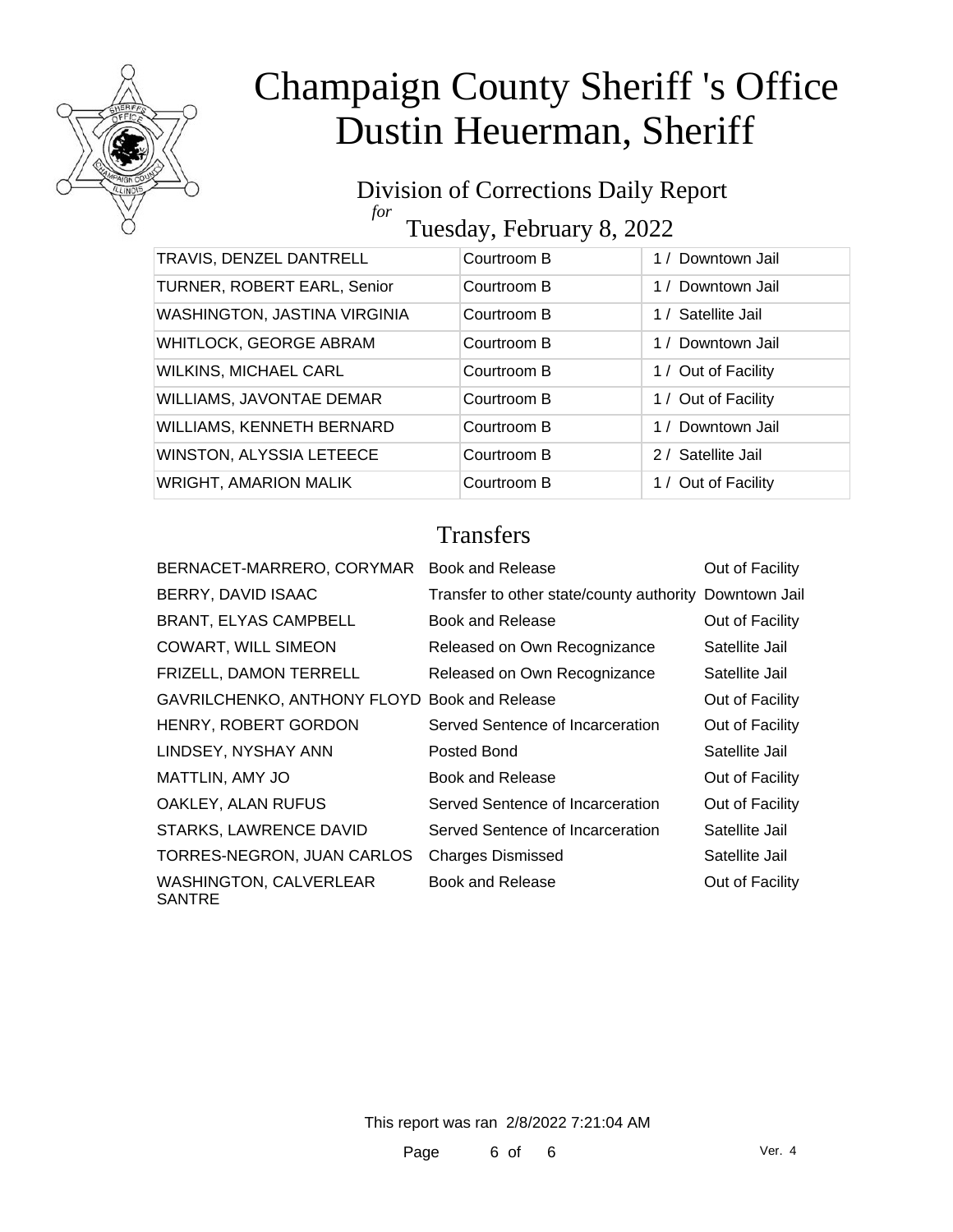# Champaign County Sheriff 's Office
# Dustin Heuerman, Sheriff

## Division of Corrections Daily Report
*for*
## Tuesday, February 8, 2022

| | | |
|---|---|---|
| TRAVIS, DENZEL DANTRELL | Courtroom B | 1 / Downtown Jail |
| TURNER, ROBERT EARL, Senior | Courtroom B | 1 / Downtown Jail |
| WASHINGTON, JASTINA VIRGINIA | Courtroom B | 1 / Satellite Jail |
| WHITLOCK, GEORGE ABRAM | Courtroom B | 1 / Downtown Jail |
| WILKINS, MICHAEL CARL | Courtroom B | 1 / Out of Facility |
| WILLIAMS, JAVONTAE DEMAR | Courtroom B | 1 / Out of Facility |
| WILLIAMS, KENNETH BERNARD | Courtroom B | 1 / Downtown Jail |
| WINSTON, ALYSSIA LETEECE | Courtroom B | 2 / Satellite Jail |
| WRIGHT, AMARION MALIK | Courtroom B | 1 / Out of Facility |

## Transfers

| | | |
|---|---|---|
| BERNACET-MARRERO, CORYMAR | Book and Release | Out of Facility |
| BERRY, DAVID ISAAC | Transfer to other state/county authority | Downtown Jail |
| BRANT, ELYAS CAMPBELL | Book and Release | Out of Facility |
| COWART, WILL SIMEON | Released on Own Recognizance | Satellite Jail |
| FRIZELL, DAMON TERRELL | Released on Own Recognizance | Satellite Jail |
| GAVRILCHENKO, ANTHONY FLOYD | Book and Release | Out of Facility |
| HENRY, ROBERT GORDON | Served Sentence of Incarceration | Out of Facility |
| LINDSEY, NYSHAY ANN | Posted Bond | Satellite Jail |
| MATTLIN, AMY JO | Book and Release | Out of Facility |
| OAKLEY, ALAN RUFUS | Served Sentence of Incarceration | Out of Facility |
| STARKS, LAWRENCE DAVID | Served Sentence of Incarceration | Satellite Jail |
| TORRES-NEGRON, JUAN CARLOS | Charges Dismissed | Satellite Jail |
| WASHINGTON, CALVERLEAR SANTRE | Book and Release | Out of Facility |

This report was ran 2/8/2022 7:21:04 AM